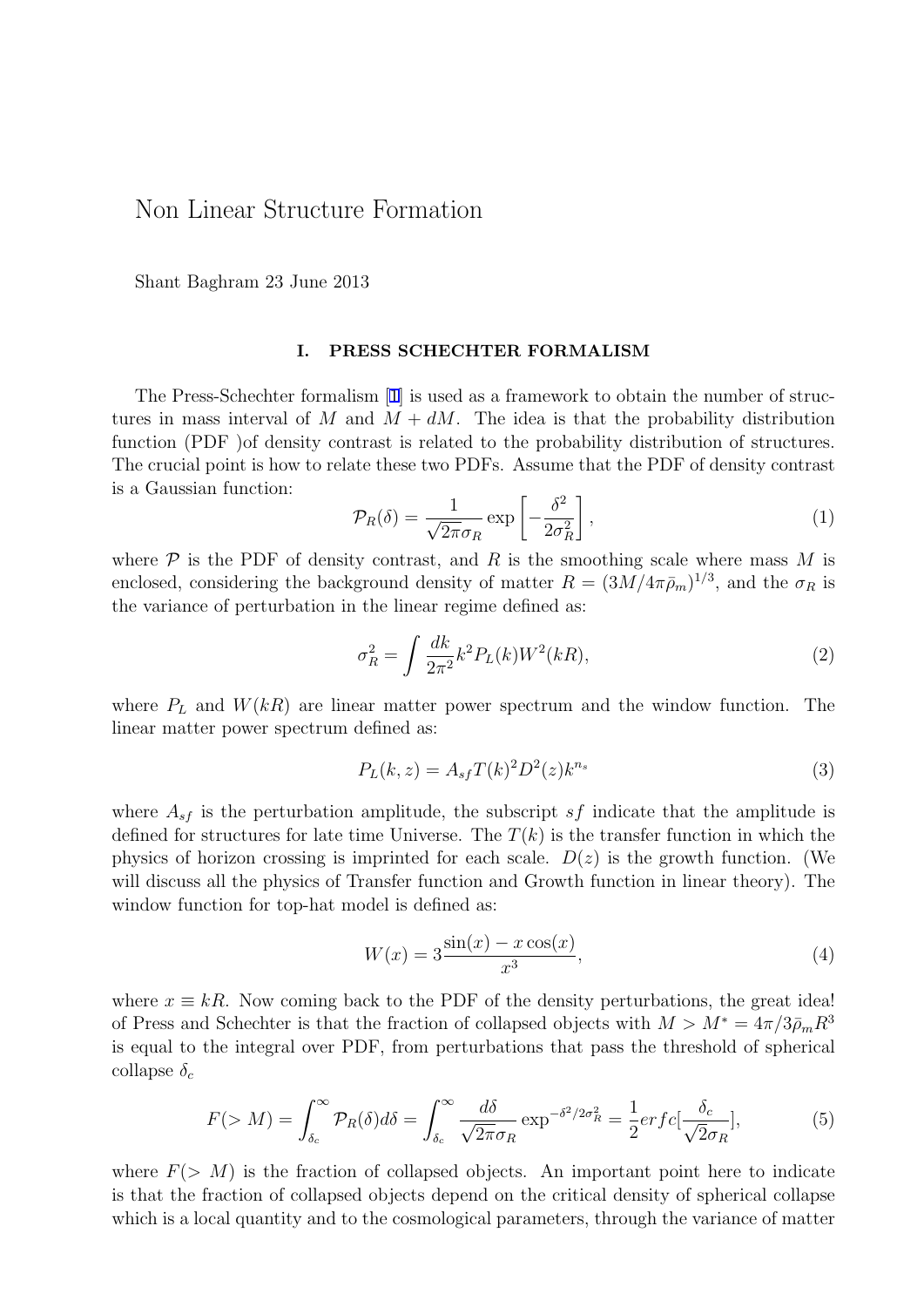# Non Linear Structure Formation

Shant Baghram 23 June 2013

## I. PRESS SCHECHTER FORMALISM

The Press-Schechter formalism [1] is used as a framework to obtain the number of structures in mass interval of $M$ and $M + dM$. The idea is that the probability distribution function (PDF )of density contrast is related to the probability distribution of structures. The crucial point is how to relate these two PDFs. Assume that the PDF of density contrast is a Gaussian function:

$$\mathcal{P}_R(\delta) = \frac{1}{\sqrt{2\pi}\sigma_R} \exp\left[-\frac{\delta^2}{2\sigma_R^2}\right], \tag{1}$$

where $\mathcal{P}$ is the PDF of density contrast, and $R$ is the smoothing scale where mass $M$ is enclosed, considering the background density of matter $R = (3M/4\pi\bar{\rho}_m)^{1/3}$, and the $\sigma_R$ is the variance of perturbation in the linear regime defined as:

$$\sigma_R^2 = \int \frac{dk}{2\pi^2} k^2 P_L(k) W^2(kR), \tag{2}$$

where $P_L$ and $W(kR)$ are linear matter power spectrum and the window function. The linear matter power spectrum defined as:

$$P_L(k, z) = A_{sf} T(k)^2 D^2(z) k^{n_s} \tag{3}$$

where $A_{sf}$ is the perturbation amplitude, the subscript $sf$ indicate that the amplitude is defined for structures for late time Universe. The $T(k)$ is the transfer function in which the physics of horizon crossing is imprinted for each scale. $D(z)$ is the growth function. (We will discuss all the physics of Transfer function and Growth function in linear theory). The window function for top-hat model is defined as:

$$W(x) = 3\frac{\sin(x) - x\cos(x)}{x^3}, \tag{4}$$

where $x \equiv kR$. Now coming back to the PDF of the density perturbations, the great idea! of Press and Schechter is that the fraction of collapsed objects with $M > M^* = 4\pi/3\bar{\rho}_m R^3$ is equal to the integral over PDF, from perturbations that pass the threshold of spherical collapse $\delta_c$

$$F(> M) = \int_{\delta_c}^{\infty} \mathcal{P}_R(\delta) d\delta = \int_{\delta_c}^{\infty} \frac{d\delta}{\sqrt{2\pi}\sigma_R} \exp^{-\delta^2/2\sigma_R^2} = \frac{1}{2} erfc[\frac{\delta_c}{\sqrt{2}\sigma_R}], \tag{5}$$

where $F(> M)$ is the fraction of collapsed objects. An important point here to indicate is that the fraction of collapsed objects depend on the critical density of spherical collapse which is a local quantity and to the cosmological parameters, through the variance of matter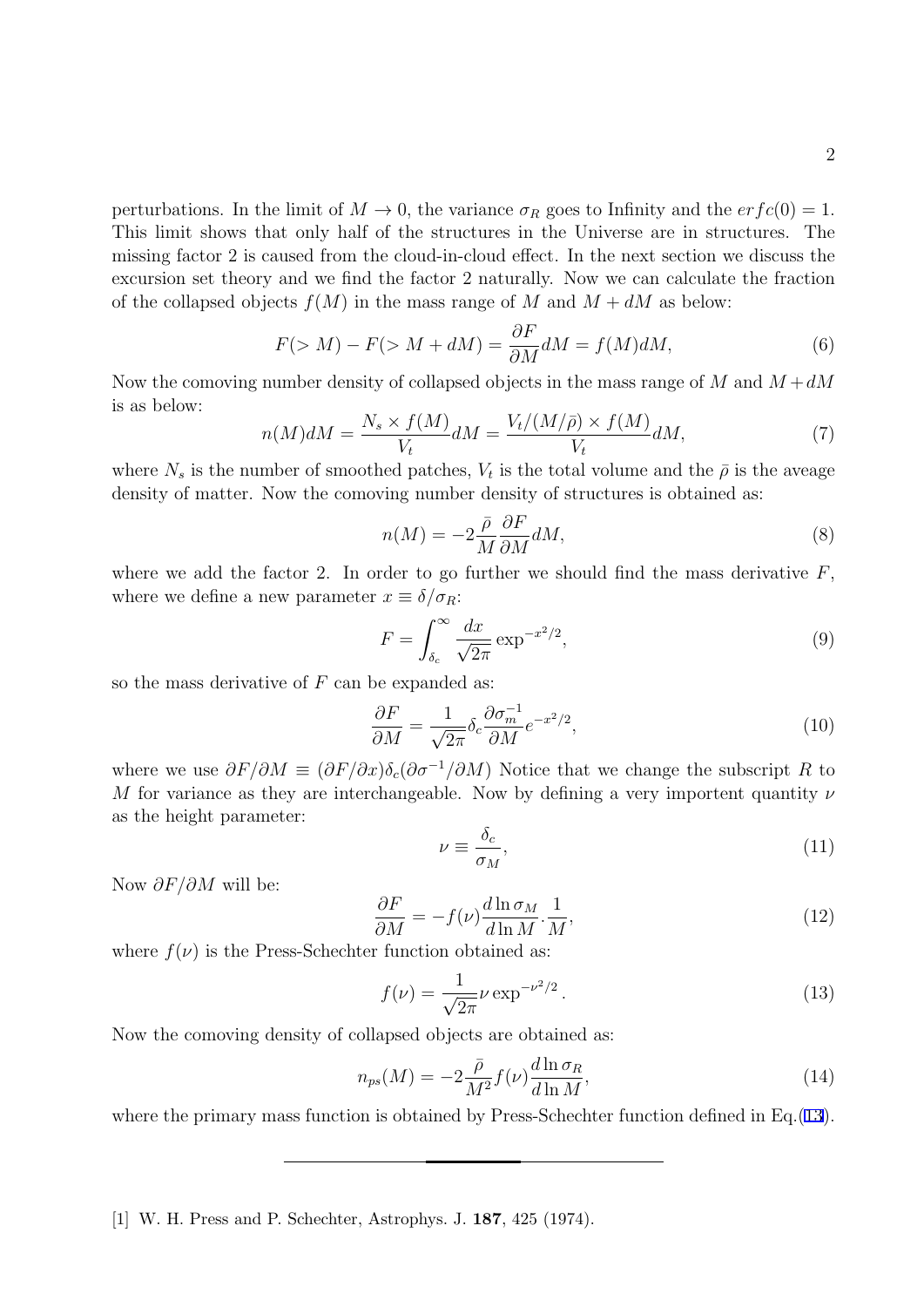perturbations. In the limit of $M \to 0$, the variance $\sigma_R$ goes to Infinity and the $erfc(0) = 1$. This limit shows that only half of the structures in the Universe are in structures. The missing factor 2 is caused from the cloud-in-cloud effect. In the next section we discuss the excursion set theory and we find the factor 2 naturally. Now we can calculate the fraction of the collapsed objects $f(M)$ in the mass range of $M$ and $M + dM$ as below:

$$F(> M) - F(> M + dM) = \frac{\partial F}{\partial M} dM = f(M)dM, \tag{6}$$

Now the comoving number density of collapsed objects in the mass range of $M$ and $M + dM$ is as below:

$$n(M)dM = \frac{N_s \times f(M)}{V_t} dM = \frac{V_t/(M/\bar{\rho}) \times f(M)}{V_t} dM, \tag{7}$$

where $N_s$ is the number of smoothed patches, $V_t$ is the total volume and the $\bar{\rho}$ is the aveage density of matter. Now the comoving number density of structures is obtained as:

$$n(M) = -2\frac{\bar{\rho}}{M}\frac{\partial F}{\partial M} dM, \tag{8}$$

where we add the factor 2. In order to go further we should find the mass derivative $F$, where we define a new parameter $x \equiv \delta/\sigma_R$:

$$F = \int_{\delta_c}^{\infty} \frac{dx}{\sqrt{2\pi}} \exp^{-x^2/2}, \tag{9}$$

so the mass derivative of $F$ can be expanded as:

$$\frac{\partial F}{\partial M} = \frac{1}{\sqrt{2\pi}} \delta_c \frac{\partial \sigma_m^{-1}}{\partial M} e^{-x^2/2}, \tag{10}$$

where we use $\partial F/\partial M \equiv (\partial F/\partial x)\delta_c(\partial \sigma^{-1}/\partial M)$ Notice that we change the subscript $R$ to $M$ for variance as they are interchangeable. Now by defining a very importent quantity $\nu$ as the height parameter:

$$\nu \equiv \frac{\delta_c}{\sigma_M}, \tag{11}$$

Now $\partial F/\partial M$ will be:

$$\frac{\partial F}{\partial M} = -f(\nu)\frac{d \ln \sigma_M}{d \ln M} . \frac{1}{M}, \tag{12}$$

where $f(\nu)$ is the Press-Schechter function obtained as:

$$f(\nu) = \frac{1}{\sqrt{2\pi}} \nu \exp^{-\nu^2/2}. \tag{13}$$

Now the comoving density of collapsed objects are obtained as:

$$n_{ps}(M) = -2\frac{\bar{\rho}}{M^2} f(\nu) \frac{d \ln \sigma_R}{d \ln M}, \tag{14}$$

where the primary mass function is obtained by Press-Schechter function defined in Eq.(13).

---

[1] W. H. Press and P. Schechter, Astrophys. J. **187**, 425 (1974).